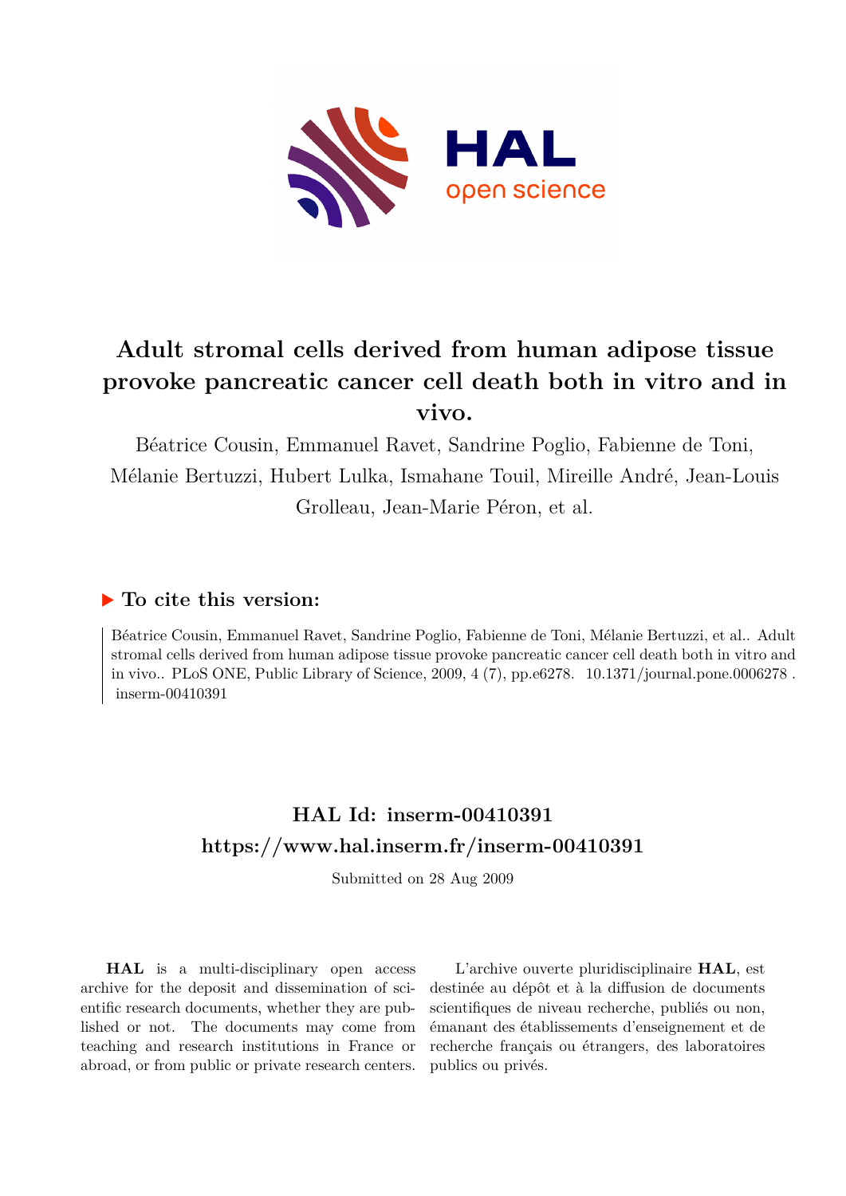# Adult stromal cells derived from human adipose tissue provoke pancreatic cancer cell death both in vitro and in vivo.

Béatrice Cousin, Emmanuel Ravet, Sandrine Poglio, Fabienne de Toni, Mélanie Bertuzzi, Hubert Lulka, Ismahane Touil, Mireille André, Jean-Louis Grolleau, Jean-Marie Péron, et al.

## ▶ To cite this version:

Béatrice Cousin, Emmanuel Ravet, Sandrine Poglio, Fabienne de Toni, Mélanie Bertuzzi, et al.. Adult stromal cells derived from human adipose tissue provoke pancreatic cancer cell death both in vitro and in vivo.. PLoS ONE, Public Library of Science, 2009, 4 (7), pp.e6278. 10.1371/journal.pone.0006278 . inserm-00410391

## HAL Id: inserm-00410391
## https://www.hal.inserm.fr/inserm-00410391

Submitted on 28 Aug 2009

**HAL** is a multi-disciplinary open access archive for the deposit and dissemination of scientific research documents, whether they are published or not. The documents may come from teaching and research institutions in France or abroad, or from public or private research centers.

L'archive ouverte pluridisciplinaire **HAL**, est destinée au dépôt et à la diffusion de documents scientifiques de niveau recherche, publiés ou non, émanant des établissements d'enseignement et de recherche français ou étrangers, des laboratoires publics ou privés.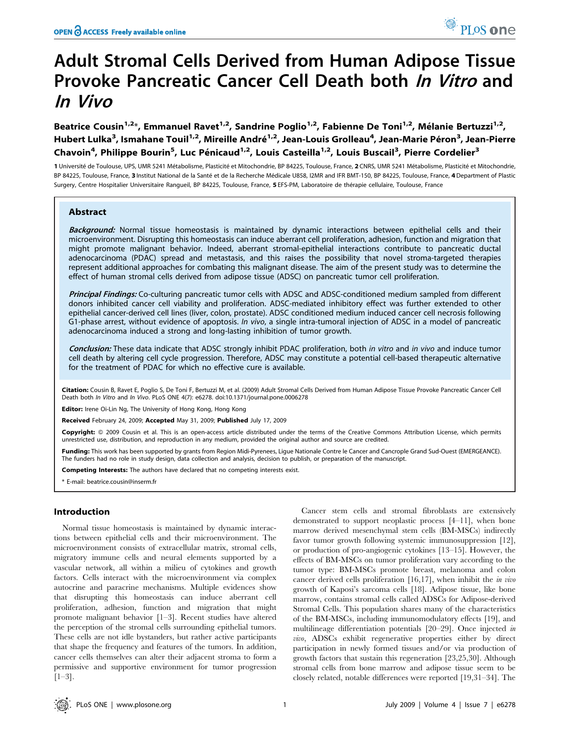# Adult Stromal Cells Derived from Human Adipose Tissue Provoke Pancreatic Cancer Cell Death both *In Vitro* and *In Vivo*

**Beatrice Cousin[1,2]\*, Emmanuel Ravet[1,2], Sandrine Poglio[1,2], Fabienne De Toni[1,2], Mélanie Bertuzzi[1,2], Hubert Lulka[3], Ismahane Touil[1,2], Mireille André[1,2], Jean-Louis Grolleau[4], Jean-Marie Péron[3], Jean-Pierre Chavoin[4], Philippe Bourin[5], Luc Pénicaud[1,2], Louis Casteilla[1,2], Louis Buscail[3], Pierre Cordelier[3]**

1 Université de Toulouse, UPS, UMR 5241 Métabolisme, Plasticité et Mitochondrie, BP 84225, Toulouse, France, 2 CNRS, UMR 5241 Métabolisme, Plasticité et Mitochondrie, BP 84225, Toulouse, France, 3 Institut National de la Santé et de la Recherche Médicale U858, I2MR and IFR BMT-150, BP 84225, Toulouse, France, 4 Department of Plastic Surgery, Centre Hospitalier Universitaire Rangueil, BP 84225, Toulouse, France, 5 EFS-PM, Laboratoire de thérapie cellulaire, Toulouse, France

## Abstract

***Background:*** Normal tissue homeostasis is maintained by dynamic interactions between epithelial cells and their microenvironment. Disrupting this homeostasis can induce aberrant cell proliferation, adhesion, function and migration that might promote malignant behavior. Indeed, aberrant stromal-epithelial interactions contribute to pancreatic ductal adenocarcinoma (PDAC) spread and metastasis, and this raises the possibility that novel stroma-targeted therapies represent additional approaches for combating this malignant disease. The aim of the present study was to determine the effect of human stromal cells derived from adipose tissue (ADSC) on pancreatic tumor cell proliferation.

***Principal Findings:*** Co-culturing pancreatic tumor cells with ADSC and ADSC-conditioned medium sampled from different donors inhibited cancer cell viability and proliferation. ADSC-mediated inhibitory effect was further extended to other epithelial cancer-derived cell lines (liver, colon, prostate). ADSC conditioned medium induced cancer cell necrosis following G1-phase arrest, without evidence of apoptosis. *In vivo*, a single intra-tumoral injection of ADSC in a model of pancreatic adenocarcinoma induced a strong and long-lasting inhibition of tumor growth.

***Conclusion:*** These data indicate that ADSC strongly inhibit PDAC proliferation, both *in vitro* and *in vivo* and induce tumor cell death by altering cell cycle progression. Therefore, ADSC may constitute a potential cell-based therapeutic alternative for the treatment of PDAC for which no effective cure is available.

**Citation:** Cousin B, Ravet E, Poglio S, De Toni F, Bertuzzi M, et al. (2009) Adult Stromal Cells Derived from Human Adipose Tissue Provoke Pancreatic Cancer Cell Death both *In Vitro* and *In Vivo*. PLoS ONE 4(7): e6278. doi:10.1371/journal.pone.0006278

**Editor:** Irene Oi-Lin Ng, The University of Hong Kong, Hong Kong

**Received** February 24, 2009; **Accepted** May 31, 2009; **Published** July 17, 2009

**Copyright:** © 2009 Cousin et al. This is an open-access article distributed under the terms of the Creative Commons Attribution License, which permits unrestricted use, distribution, and reproduction in any medium, provided the original author and source are credited.

**Funding:** This work has been supported by grants from Region Midi-Pyrenees, Ligue Nationale Contre le Cancer and Cancrople Grand Sud-Ouest (EMERGEANCE). The funders had no role in study design, data collection and analysis, decision to publish, or preparation of the manuscript.

**Competing Interests:** The authors have declared that no competing interests exist.

\* E-mail: beatrice.cousin@inserm.fr

## Introduction

Normal tissue homeostasis is maintained by dynamic interactions between epithelial cells and their microenvironment. The microenvironment consists of extracellular matrix, stromal cells, migratory immune cells and neural elements supported by a vascular network, all within a milieu of cytokines and growth factors. Cells interact with the microenvironment via complex autocrine and paracrine mechanisms. Multiple evidences show that disrupting this homeostasis can induce aberrant cell proliferation, adhesion, function and migration that might promote malignant behavior [1–3]. Recent studies have altered the perception of the stromal cells surrounding epithelial tumors. These cells are not idle bystanders, but rather active participants that shape the frequency and features of the tumors. In addition, cancer cells themselves can alter their adjacent stroma to form a permissive and supportive environment for tumor progression [1–3].

Cancer stem cells and stromal fibroblasts are extensively demonstrated to support neoplastic process [4–11], when bone marrow derived mesenchymal stem cells (BM-MSCs) indirectly favor tumor growth following systemic immunosuppression [12], or production of pro-angiogenic cytokines [13–15]. However, the effects of BM-MSCs on tumor proliferation vary according to the tumor type: BM-MSCs promote breast, melanoma and colon cancer derived cells proliferation [16,17], when inhibit the *in vivo* growth of Kaposi's sarcoma cells [18]. Adipose tissue, like bone marrow, contains stromal cells called ADSCs for Adipose-derived Stromal Cells. This population shares many of the characteristics of the BM-MSCs, including immunomodulatory effects [19], and multilineage differentiation potentials [20–29]. Once injected *in vivo*, ADSCs exhibit regenerative properties either by direct participation in newly formed tissues and/or via production of growth factors that sustain this regeneration [23,25,30]. Although stromal cells from bone marrow and adipose tissue seem to be closely related, notable differences were reported [19,31–34]. The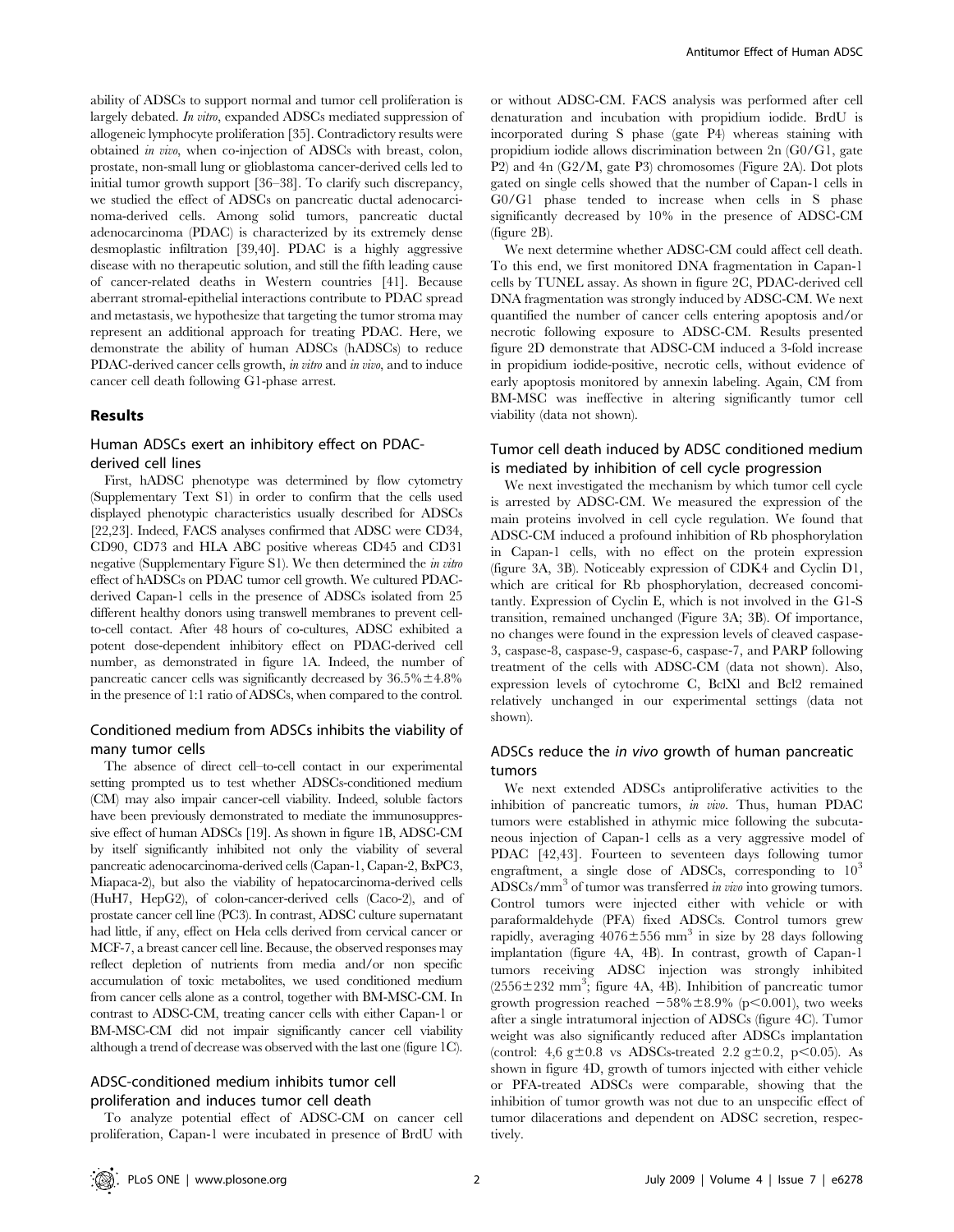ability of ADSCs to support normal and tumor cell proliferation is largely debated. *In vitro*, expanded ADSCs mediated suppression of allogeneic lymphocyte proliferation [35]. Contradictory results were obtained *in vivo*, when co-injection of ADSCs with breast, colon, prostate, non-small lung or glioblastoma cancer-derived cells led to initial tumor growth support [36–38]. To clarify such discrepancy, we studied the effect of ADSCs on pancreatic ductal adenocarcinoma-derived cells. Among solid tumors, pancreatic ductal adenocarcinoma (PDAC) is characterized by its extremely dense desmoplastic infiltration [39,40]. PDAC is a highly aggressive disease with no therapeutic solution, and still the fifth leading cause of cancer-related deaths in Western countries [41]. Because aberrant stromal-epithelial interactions contribute to PDAC spread and metastasis, we hypothesize that targeting the tumor stroma may represent an additional approach for treating PDAC. Here, we demonstrate the ability of human ADSCs (hADSCs) to reduce PDAC-derived cancer cells growth, *in vitro* and *in vivo*, and to induce cancer cell death following G1-phase arrest.

## Results

### Human ADSCs exert an inhibitory effect on PDAC-derived cell lines

First, hADSC phenotype was determined by flow cytometry (Supplementary Text S1) in order to confirm that the cells used displayed phenotypic characteristics usually described for ADSCs [22,23]. Indeed, FACS analyses confirmed that ADSC were CD34, CD90, CD73 and HLA ABC positive whereas CD45 and CD31 negative (Supplementary Figure S1). We then determined the *in vitro* effect of hADSCs on PDAC tumor cell growth. We cultured PDAC-derived Capan-1 cells in the presence of ADSCs isolated from 25 different healthy donors using transwell membranes to prevent cell-to-cell contact. After 48 hours of co-cultures, ADSC exhibited a potent dose-dependent inhibitory effect on PDAC-derived cell number, as demonstrated in figure 1A. Indeed, the number of pancreatic cancer cells was significantly decreased by 36.5%±4.8% in the presence of 1:1 ratio of ADSCs, when compared to the control.

### Conditioned medium from ADSCs inhibits the viability of many tumor cells

The absence of direct cell–to-cell contact in our experimental setting prompted us to test whether ADSCs-conditioned medium (CM) may also impair cancer-cell viability. Indeed, soluble factors have been previously demonstrated to mediate the immunosuppressive effect of human ADSCs [19]. As shown in figure 1B, ADSC-CM by itself significantly inhibited not only the viability of several pancreatic adenocarcinoma-derived cells (Capan-1, Capan-2, BxPC3, Miapaca-2), but also the viability of hepatocarcinoma-derived cells (HuH7, HepG2), of colon-cancer-derived cells (Caco-2), and of prostate cancer cell line (PC3). In contrast, ADSC culture supernatant had little, if any, effect on Hela cells derived from cervical cancer or MCF-7, a breast cancer cell line. Because, the observed responses may reflect depletion of nutrients from media and/or non specific accumulation of toxic metabolites, we used conditioned medium from cancer cells alone as a control, together with BM-MSC-CM. In contrast to ADSC-CM, treating cancer cells with either Capan-1 or BM-MSC-CM did not impair significantly cancer cell viability although a trend of decrease was observed with the last one (figure 1C).

### ADSC-conditioned medium inhibits tumor cell proliferation and induces tumor cell death

To analyze potential effect of ADSC-CM on cancer cell proliferation, Capan-1 were incubated in presence of BrdU with or without ADSC-CM. FACS analysis was performed after cell denaturation and incubation with propidium iodide. BrdU is incorporated during S phase (gate P4) whereas staining with propidium iodide allows discrimination between 2n (G0/G1, gate P2) and 4n (G2/M, gate P3) chromosomes (Figure 2A). Dot plots gated on single cells showed that the number of Capan-1 cells in G0/G1 phase tended to increase when cells in S phase significantly decreased by 10% in the presence of ADSC-CM (figure 2B).

We next determine whether ADSC-CM could affect cell death. To this end, we first monitored DNA fragmentation in Capan-1 cells by TUNEL assay. As shown in figure 2C, PDAC-derived cell DNA fragmentation was strongly induced by ADSC-CM. We next quantified the number of cancer cells entering apoptosis and/or necrotic following exposure to ADSC-CM. Results presented figure 2D demonstrate that ADSC-CM induced a 3-fold increase in propidium iodide-positive, necrotic cells, without evidence of early apoptosis monitored by annexin labeling. Again, CM from BM-MSC was ineffective in altering significantly tumor cell viability (data not shown).

### Tumor cell death induced by ADSC conditioned medium is mediated by inhibition of cell cycle progression

We next investigated the mechanism by which tumor cell cycle is arrested by ADSC-CM. We measured the expression of the main proteins involved in cell cycle regulation. We found that ADSC-CM induced a profound inhibition of Rb phosphorylation in Capan-1 cells, with no effect on the protein expression (figure 3A, 3B). Noticeably expression of CDK4 and Cyclin D1, which are critical for Rb phosphorylation, decreased concomitantly. Expression of Cyclin E, which is not involved in the G1-S transition, remained unchanged (Figure 3A; 3B). Of importance, no changes were found in the expression levels of cleaved caspase-3, caspase-8, caspase-9, caspase-6, caspase-7, and PARP following treatment of the cells with ADSC-CM (data not shown). Also, expression levels of cytochrome C, BclXl and Bcl2 remained relatively unchanged in our experimental settings (data not shown).

### ADSCs reduce the *in vivo* growth of human pancreatic tumors

We next extended ADSCs antiproliferative activities to the inhibition of pancreatic tumors, *in vivo*. Thus, human PDAC tumors were established in athymic mice following the subcutaneous injection of Capan-1 cells as a very aggressive model of PDAC [42,43]. Fourteen to seventeen days following tumor engraftment, a single dose of ADSCs, corresponding to $10^3$ ADSCs/$mm^3$ of tumor was transferred *in vivo* into growing tumors. Control tumors were injected either with vehicle or with paraformaldehyde (PFA) fixed ADSCs. Control tumors grew rapidly, averaging 4076±556 $mm^3$ in size by 28 days following implantation (figure 4A, 4B). In contrast, growth of Capan-1 tumors receiving ADSC injection was strongly inhibited (2556±232 $mm^3$; figure 4A, 4B). Inhibition of pancreatic tumor growth progression reached −58%±8.9% ($p<0.001$), two weeks after a single intratumoral injection of ADSCs (figure 4C). Tumor weight was also significantly reduced after ADSCs implantation (control: 4,6 g±0.8 vs ADSCs-treated 2.2 g±0.2, $p<0.05$). As shown in figure 4D, growth of tumors injected with either vehicle or PFA-treated ADSCs were comparable, showing that the inhibition of tumor growth was not due to an unspecific effect of tumor dilacerations and dependent on ADSC secretion, respectively.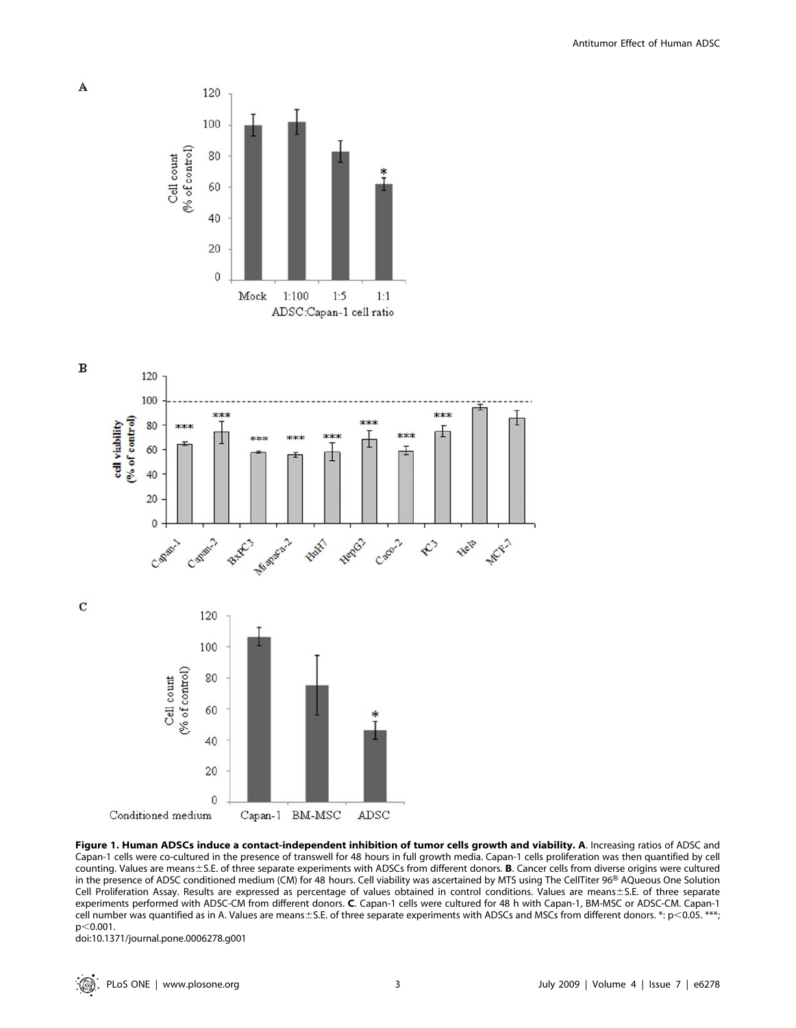**Figure 1. Human ADSCs induce a contact-independent inhibition of tumor cells growth and viability. A**. Increasing ratios of ADSC and Capan-1 cells were co-cultured in the presence of transwell for 48 hours in full growth media. Capan-1 cells proliferation was then quantified by cell counting. Values are means±S.E. of three separate experiments with ADSCs from different donors. **B**. Cancer cells from diverse origins were cultured in the presence of ADSC conditioned medium (CM) for 48 hours. Cell viability was ascertained by MTS using The CellTiter 96® AQueous One Solution Cell Proliferation Assay. Results are expressed as percentage of values obtained in control conditions. Values are means±S.E. of three separate experiments performed with ADSC-CM from different donors. **C**. Capan-1 cells were cultured for 48 h with Capan-1, BM-MSC or ADSC-CM. Capan-1 cell number was quantified as in A. Values are means±S.E. of three separate experiments with ADSCs and MSCs from different donors. *: $p<0.05$. ***; $p<0.001$.

doi:10.1371/journal.pone.0006278.g001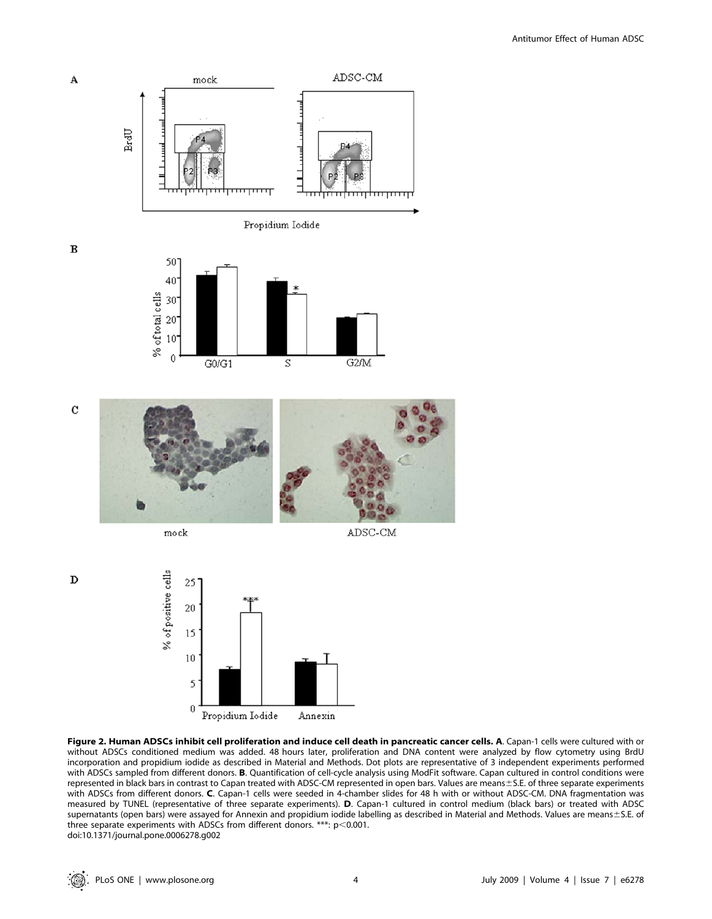**Figure 2. Human ADSCs inhibit cell proliferation and induce cell death in pancreatic cancer cells. A**. Capan-1 cells were cultured with or without ADSCs conditioned medium was added. 48 hours later, proliferation and DNA content were analyzed by flow cytometry using BrdU incorporation and propidium iodide as described in Material and Methods. Dot plots are representative of 3 independent experiments performed with ADSCs sampled from different donors. **B**. Quantification of cell-cycle analysis using ModFit software. Capan cultured in control conditions were represented in black bars in contrast to Capan treated with ADSC-CM represented in open bars. Values are means±S.E. of three separate experiments with ADSCs from different donors. **C**. Capan-1 cells were seeded in 4-chamber slides for 48 h with or without ADSC-CM. DNA fragmentation was measured by TUNEL (representative of three separate experiments). **D**. Capan-1 cultured in control medium (black bars) or treated with ADSC supernatants (open bars) were assayed for Annexin and propidium iodide labelling as described in Material and Methods. Values are means±S.E. of three separate experiments with ADSCs from different donors. ***: $p<0.001$.

doi:10.1371/journal.pone.0006278.g002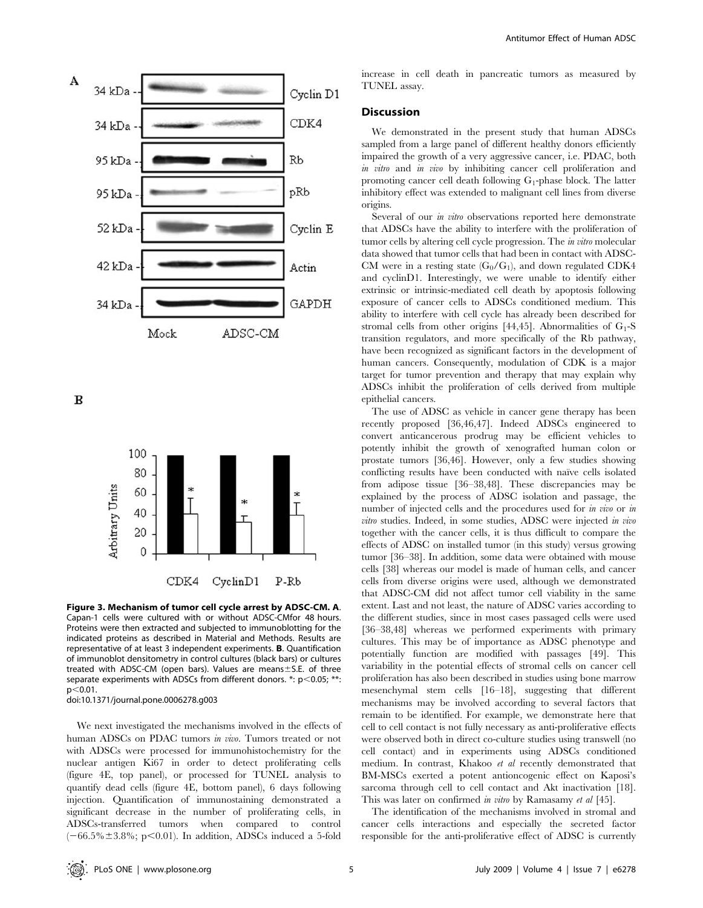Figure 3. Mechanism of tumor cell cycle arrest by ADSC-CM. A. Capan-1 cells were cultured with or without ADSC-CMfor 48 hours. Proteins were then extracted and subjected to immunoblotting for the indicated proteins as described in Material and Methods. Results are representative of at least 3 independent experiments. B. Quantification of immunoblot densitometry in control cultures (black bars) or cultures treated with ADSC-CM (open bars). Values are means±S.E. of three separate experiments with ADSCs from different donors. *: $p<0.05$; **: $p<0.01$.
doi:10.1371/journal.pone.0006278.g003

We next investigated the mechanisms involved in the effects of human ADSCs on PDAC tumors *in vivo*. Tumors treated or not with ADSCs were processed for immunohistochemistry for the nuclear antigen Ki67 in order to detect proliferating cells (figure 4E, top panel), or processed for TUNEL analysis to quantify dead cells (figure 4E, bottom panel), 6 days following injection. Quantification of immunostaining demonstrated a significant decrease in the number of proliferating cells, in ADSCs-transferred tumors when compared to control ($-66.5\%\pm3.8\%$; $p<0.01$). In addition, ADSCs induced a 5-fold increase in cell death in pancreatic tumors as measured by TUNEL assay.

## Discussion

We demonstrated in the present study that human ADSCs sampled from a large panel of different healthy donors efficiently impaired the growth of a very aggressive cancer, i.e. PDAC, both *in vitro* and *in vivo* by inhibiting cancer cell proliferation and promoting cancer cell death following $G_1$-phase block. The latter inhibitory effect was extended to malignant cell lines from diverse origins.

Several of our *in vitro* observations reported here demonstrate that ADSCs have the ability to interfere with the proliferation of tumor cells by altering cell cycle progression. The *in vitro* molecular data showed that tumor cells that had been in contact with ADSC-CM were in a resting state ($G_0/G_1$), and down regulated CDK4 and cyclinD1. Interestingly, we were unable to identify either extrinsic or intrinsic-mediated cell death by apoptosis following exposure of cancer cells to ADSCs conditioned medium. This ability to interfere with cell cycle has already been described for stromal cells from other origins [44,45]. Abnormalities of $G_1$-S transition regulators, and more specifically of the Rb pathway, have been recognized as significant factors in the development of human cancers. Consequently, modulation of CDK is a major target for tumor prevention and therapy that may explain why ADSCs inhibit the proliferation of cells derived from multiple epithelial cancers.

The use of ADSC as vehicle in cancer gene therapy has been recently proposed [36,46,47]. Indeed ADSCs engineered to convert anticancerous prodrug may be efficient vehicles to potently inhibit the growth of xenografted human colon or prostate tumors [36,46]. However, only a few studies showing conflicting results have been conducted with naïve cells isolated from adipose tissue [36–38,48]. These discrepancies may be explained by the process of ADSC isolation and passage, the number of injected cells and the procedures used for *in vivo* or *in vitro* studies. Indeed, in some studies, ADSC were injected *in vivo* together with the cancer cells, it is thus difficult to compare the effects of ADSC on installed tumor (in this study) versus growing tumor [36–38]. In addition, some data were obtained with mouse cells [38] whereas our model is made of human cells, and cancer cells from diverse origins were used, although we demonstrated that ADSC-CM did not affect tumor cell viability in the same extent. Last and not least, the nature of ADSC varies according to the different studies, since in most cases passaged cells were used [36–38,48] whereas we performed experiments with primary cultures. This may be of importance as ADSC phenotype and potentially function are modified with passages [49]. This variability in the potential effects of stromal cells on cancer cell proliferation has also been described in studies using bone marrow mesenchymal stem cells [16–18], suggesting that different mechanisms may be involved according to several factors that remain to be identified. For example, we demonstrate here that cell to cell contact is not fully necessary as anti-proliferative effects were observed both in direct co-culture studies using transwell (no cell contact) and in experiments using ADSCs conditioned medium. In contrast, Khakoo *et al* recently demonstrated that BM-MSCs exerted a potent antioncogenic effect on Kaposi's sarcoma through cell to cell contact and Akt inactivation [18]. This was later on confirmed *in vitro* by Ramasamy *et al* [45].

The identification of the mechanisms involved in stromal and cancer cells interactions and especially the secreted factor responsible for the anti-proliferative effect of ADSC is currently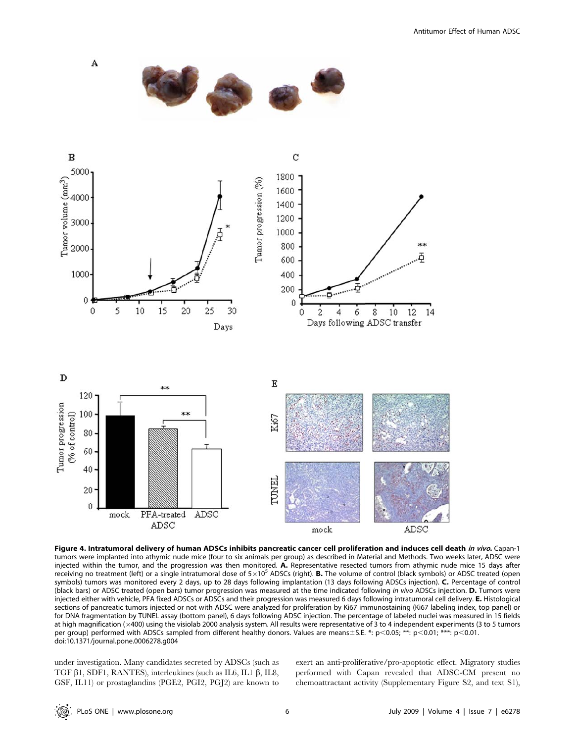**Figure 4. Intratumoral delivery of human ADSCs inhibits pancreatic cancer cell proliferation and induces cell death *in vivo*.** Capan-1 tumors were implanted into athymic nude mice (four to six animals per group) as described in Material and Methods. Two weeks later, ADSC were injected within the tumor, and the progression was then monitored. **A.** Representative resected tumors from athymic nude mice 15 days after receiving no treatment (left) or a single intratumoral dose of $5\times10^5$ ADSCs (right). **B.** The volume of control (black symbols) or ADSC treated (open symbols) tumors was monitored every 2 days, up to 28 days following implantation (13 days following ADSCs injection). **C.** Percentage of control (black bars) or ADSC treated (open bars) tumor progression was measured at the time indicated following *in vivo* ADSCs injection. **D.** Tumors were injected either with vehicle, PFA fixed ADSCs or ADSCs and their progression was measured 6 days following intratumoral cell delivery. **E.** Histological sections of pancreatic tumors injected or not with ADSC were analyzed for proliferation by Ki67 immunostaining (Ki67 labeling index, top panel) or for DNA fragmentation by TUNEL assay (bottom panel), 6 days following ADSC injection. The percentage of labeled nuclei was measured in 15 fields at high magnification (×400) using the visiolab 2000 analysis system. All results were representative of 3 to 4 independent experiments (3 to 5 tumors per group) performed with ADSCs sampled from different healthy donors. Values are means±S.E. *: $p<0.05$; **: $p<0.01$; ***: $p<0.01$.
doi:10.1371/journal.pone.0006278.g004

under investigation. Many candidates secreted by ADSCs (such as TGF β1, SDF1, RANTES), interleukines (such as IL6, IL1 β, IL8, GSF, IL11) or prostaglandins (PGE2, PGI2, PGJ2) are known to exert an anti-proliferative/pro-apoptotic effect. Migratory studies performed with Capan revealed that ADSC-CM present no chemoattractant activity (Supplementary Figure S2, and text S1),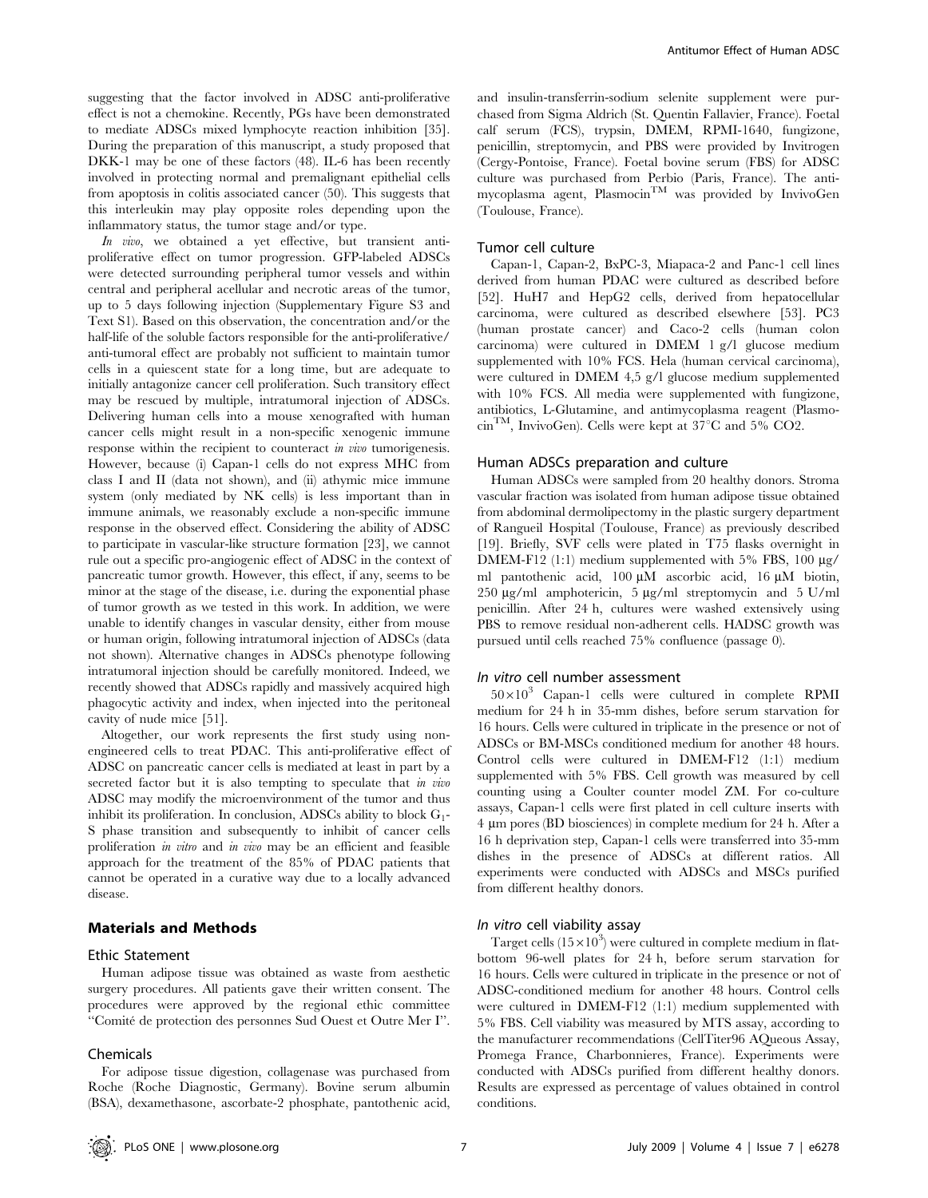suggesting that the factor involved in ADSC anti-proliferative effect is not a chemokine. Recently, PGs have been demonstrated to mediate ADSCs mixed lymphocyte reaction inhibition [35]. During the preparation of this manuscript, a study proposed that DKK-1 may be one of these factors (48). IL-6 has been recently involved in protecting normal and premalignant epithelial cells from apoptosis in colitis associated cancer (50). This suggests that this interleukin may play opposite roles depending upon the inflammatory status, the tumor stage and/or type.

*In vivo*, we obtained a yet effective, but transient anti-proliferative effect on tumor progression. GFP-labeled ADSCs were detected surrounding peripheral tumor vessels and within central and peripheral acellular and necrotic areas of the tumor, up to 5 days following injection (Supplementary Figure S3 and Text S1). Based on this observation, the concentration and/or the half-life of the soluble factors responsible for the anti-proliferative/anti-tumoral effect are probably not sufficient to maintain tumor cells in a quiescent state for a long time, but are adequate to initially antagonize cancer cell proliferation. Such transitory effect may be rescued by multiple, intratumoral injection of ADSCs. Delivering human cells into a mouse xenografted with human cancer cells might result in a non-specific xenogenic immune response within the recipient to counteract *in vivo* tumorigenesis. However, because (i) Capan-1 cells do not express MHC from class I and II (data not shown), and (ii) athymic mice immune system (only mediated by NK cells) is less important than in immune animals, we reasonably exclude a non-specific immune response in the observed effect. Considering the ability of ADSC to participate in vascular-like structure formation [23], we cannot rule out a specific pro-angiogenic effect of ADSC in the context of pancreatic tumor growth. However, this effect, if any, seems to be minor at the stage of the disease, i.e. during the exponential phase of tumor growth as we tested in this work. In addition, we were unable to identify changes in vascular density, either from mouse or human origin, following intratumoral injection of ADSCs (data not shown). Alternative changes in ADSCs phenotype following intratumoral injection should be carefully monitored. Indeed, we recently showed that ADSCs rapidly and massively acquired high phagocytic activity and index, when injected into the peritoneal cavity of nude mice [51].

Altogether, our work represents the first study using non-engineered cells to treat PDAC. This anti-proliferative effect of ADSC on pancreatic cancer cells is mediated at least in part by a secreted factor but it is also tempting to speculate that *in vivo* ADSC may modify the microenvironment of the tumor and thus inhibit its proliferation. In conclusion, ADSCs ability to block $G_1$-S phase transition and subsequently to inhibit of cancer cells proliferation *in vitro* and *in vivo* may be an efficient and feasible approach for the treatment of the 85% of PDAC patients that cannot be operated in a curative way due to a locally advanced disease.

## Materials and Methods

### Ethic Statement

Human adipose tissue was obtained as waste from aesthetic surgery procedures. All patients gave their written consent. The procedures were approved by the regional ethic committee "Comité de protection des personnes Sud Ouest et Outre Mer I".

### Chemicals

For adipose tissue digestion, collagenase was purchased from Roche (Roche Diagnostic, Germany). Bovine serum albumin (BSA), dexamethasone, ascorbate-2 phosphate, pantothenic acid, and insulin-transferrin-sodium selenite supplement were purchased from Sigma Aldrich (St. Quentin Fallavier, France). Foetal calf serum (FCS), trypsin, DMEM, RPMI-1640, fungizone, penicillin, streptomycin, and PBS were provided by Invitrogen (Cergy-Pontoise, France). Foetal bovine serum (FBS) for ADSC culture was purchased from Perbio (Paris, France). The anti-mycoplasma agent, Plasmocin™ was provided by InvivoGen (Toulouse, France).

### Tumor cell culture

Capan-1, Capan-2, BxPC-3, Miapaca-2 and Panc-1 cell lines derived from human PDAC were cultured as described before [52]. HuH7 and HepG2 cells, derived from hepatocellular carcinoma, were cultured as described elsewhere [53]. PC3 (human prostate cancer) and Caco-2 cells (human colon carcinoma) were cultured in DMEM 1 g/l glucose medium supplemented with 10% FCS. Hela (human cervical carcinoma), were cultured in DMEM 4,5 g/l glucose medium supplemented with 10% FCS. All media were supplemented with fungizone, antibiotics, L-Glutamine, and antimycoplasma reagent (Plasmocin™, InvivoGen). Cells were kept at 37°C and 5% $CO_2$.

### Human ADSCs preparation and culture

Human ADSCs were sampled from 20 healthy donors. Stroma vascular fraction was isolated from human adipose tissue obtained from abdominal dermolipectomy in the plastic surgery department of Rangueil Hospital (Toulouse, France) as previously described [19]. Briefly, SVF cells were plated in T75 flasks overnight in DMEM-F12 (1:1) medium supplemented with 5% FBS, 100 µg/ml pantothenic acid, 100 µM ascorbic acid, 16 µM biotin, 250 µg/ml amphotericin, 5 µg/ml streptomycin and 5 U/ml penicillin. After 24 h, cultures were washed extensively using PBS to remove residual non-adherent cells. HADSC growth was pursued until cells reached 75% confluence (passage 0).

### *In vitro* cell number assessment

$50\times10^3$ Capan-1 cells were cultured in complete RPMI medium for 24 h in 35-mm dishes, before serum starvation for 16 hours. Cells were cultured in triplicate in the presence or not of ADSCs or BM-MSCs conditioned medium for another 48 hours. Control cells were cultured in DMEM-F12 (1:1) medium supplemented with 5% FBS. Cell growth was measured by cell counting using a Coulter counter model ZM. For co-culture assays, Capan-1 cells were first plated in cell culture inserts with 4 µm pores (BD biosciences) in complete medium for 24 h. After a 16 h deprivation step, Capan-1 cells were transferred into 35-mm dishes in the presence of ADSCs at different ratios. All experiments were conducted with ADSCs and MSCs purified from different healthy donors.

### *In vitro* cell viability assay

Target cells ($15\times10^3$) were cultured in complete medium in flat-bottom 96-well plates for 24 h, before serum starvation for 16 hours. Cells were cultured in triplicate in the presence or not of ADSC-conditioned medium for another 48 hours. Control cells were cultured in DMEM-F12 (1:1) medium supplemented with 5% FBS. Cell viability was measured by MTS assay, according to the manufacturer recommendations (CellTiter96 AQueous Assay, Promega France, Charbonnieres, France). Experiments were conducted with ADSCs purified from different healthy donors. Results are expressed as percentage of values obtained in control conditions.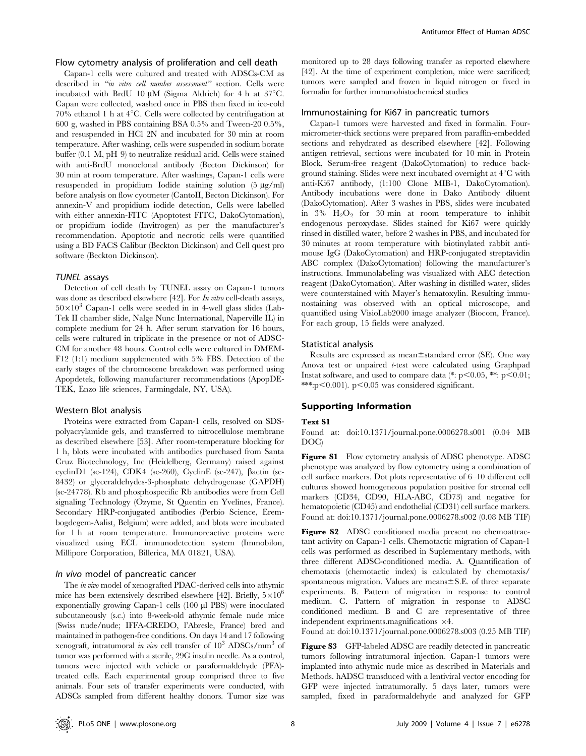### Flow cytometry analysis of proliferation and cell death

Capan-1 cells were cultured and treated with ADSCs-CM as described in *"in vitro cell number assessment"* section. Cells were incubated with BrdU 10 µM (Sigma Aldrich) for 4 h at 37°C. Capan were collected, washed once in PBS then fixed in ice-cold 70% ethanol 1 h at 4°C. Cells were collected by centrifugation at 600 g, washed in PBS containing BSA 0.5% and Tween-20 0.5%, and resuspended in HCl 2N and incubated for 30 min at room temperature. After washing, cells were suspended in sodium borate buffer (0.1 M, pH 9) to neutralize residual acid. Cells were stained with anti-BrdU monoclonal antibody (Becton Dickinson) for 30 min at room temperature. After washings, Capan-1 cells were resuspended in propidium Iodide staining solution (5 µg/ml) before analysis on flow cyotmeter (CantoII, Becton Dickinson). For annexin-V and propidium iodide detection, Cells were labelled with either annexin-FITC (Apoptotest FITC, DakoCytomation), or propidium iodide (Invitrogen) as per the manufacturer's recommendation. Apoptotic and necrotic cells were quantified using a BD FACS Calibur (Beckton Dickinson) and Cell quest pro software (Beckton Dickinson).

### *TUNEL* assays

Detection of cell death by TUNEL assay on Capan-1 tumors was done as described elsewhere [42]. For *In vitro* cell-death assays, $50\times10^3$ Capan-1 cells were seeded in in 4-well glass slides (Lab-Tek II chamber slide, Nalge Nunc International, Naperville IL) in complete medium for 24 h. After serum starvation for 16 hours, cells were cultured in triplicate in the presence or not of ADSC-CM for another 48 hours. Control cells were cultured in DMEM-F12 (1:1) medium supplemented with 5% FBS. Detection of the early stages of the chromosome breakdown was performed using Apopdetek, following manufacturer recommendations (ApopDE-TEK, Enzo life sciences, Farmingdale, NY, USA).

### Western Blot analysis

Proteins were extracted from Capan-1 cells, resolved on SDS-polyacrylamide gels, and transferred to nitrocellulose membrane as described elsewhere [53]. After room-temperature blocking for 1 h, blots were incubated with antibodies purchased from Santa Cruz Biotechnology, Inc (Heidelberg, Germany) raised against cyclinD1 (sc-124), CDK4 (sc-260), CyclinE (sc-247), βactin (sc-8432) or glyceraldehydes-3-phosphate dehydrogenase (GAPDH) (sc-24778). Rb and phosphospecific Rb antibodies were from Cell signaling Technology (Ozyme, St Quentin en Yvelines, France). Secondary HRP-conjugated antibodies (Perbio Science, Erembogdegem-Aalist, Belgium) were added, and blots were incubated for 1 h at room temperature. Immunoreactive proteins were visualized using ECL immunodetection system (Immobilon, Millipore Corporation, Billerica, MA 01821, USA).

### *In vivo* model of pancreatic cancer

The *in vivo* model of xenografted PDAC-derived cells into athymic mice has been extensively described elsewhere [42]. Briefly, $5\times10^6$ exponentially growing Capan-1 cells (100 µl PBS) were inoculated subcutaneously (s.c.) into 8-week-old athymic female nude mice (Swiss nude/nude; IFFA-CREDO, l'Abresle, France) bred and maintained in pathogen-free conditions. On days 14 and 17 following xenograft, intratumoral *in vivo* cell transfer of $10^3$ ADSCs/mm$^3$ of tumor was performed with a sterile, 29G insulin needle. As a control, tumors were injected with vehicle or paraformaldehyde (PFA)-treated cells. Each experimental group comprised three to five animals. Four sets of transfer experiments were conducted, with ADSCs sampled from different healthy donors. Tumor size was monitored up to 28 days following transfer as reported elsewhere [42]. At the time of experiment completion, mice were sacrificed; tumors were sampled and frozen in liquid nitrogen or fixed in formalin for further immunohistochemical studies

### Immunostaining for Ki67 in pancreatic tumors

Capan-1 tumors were harvested and fixed in formalin. Four-micrometer-thick sections were prepared from paraffin-embedded sections and rehydrated as described elsewhere [42]. Following antigen retrieval, sections were incubated for 10 min in Protein Block, Serum-free reagent (DakoCytomation) to reduce background staining. Slides were next incubated overnight at 4°C with anti-Ki67 antibody, (1:100 Clone MIB-1, DakoCytomation). Antibody incubations were done in Dako Antibody diluent (DakoCytomation). After 3 washes in PBS, slides were incubated in 3% $H_2O_2$ for 30 min at room temperature to inhibit endogenous peroxydase. Slides stained for Ki67 were quickly rinsed in distilled water, before 2 washes in PBS, and incubated for 30 minutes at room temperature with biotinylated rabbit anti-mouse IgG (DakoCytomation) and HRP-conjugated streptavidin ABC complex (DakoCytomation) following the manufacturer's instructions. Immunolabeling was visualized with AEC detection reagent (DakoCytomation). After washing in distilled water, slides were counterstained with Mayer's hematoxylin. Resulting immunostaining was observed with an optical microscope, and quantified using VisioLab2000 image analyzer (Biocom, France). For each group, 15 fields were analyzed.

### Statistical analysis

Results are expressed as mean±standard error (SE). One way Anova test or unpaired *t*-test were calculated using Graphpad Instat software, and used to compare data (*: $p<0.05$, **: $p<0.01$; ***:$p<0.001$). $p<0.05$ was considered significant.

## Supporting Information

**Text S1**

Found at: doi:10.1371/journal.pone.0006278.s001 (0.04 MB DOC)

**Figure S1** Flow cytometry analysis of ADSC phenotype. ADSC phenotype was analyzed by flow cytometry using a combination of cell surface markers. Dot plots representative of 6–10 different cell cultures showed homogeneous population positive for stromal cell markers (CD34, CD90, HLA-ABC, CD73) and negative for hematopoietic (CD45) and endothelial (CD31) cell surface markers.

Found at: doi:10.1371/journal.pone.0006278.s002 (0.08 MB TIF)

**Figure S2** ADSC conditioned media present no chemoattractant activity on Capan-1 cells. Chemotactic migration of Capan-1 cells was performed as described in Suplementary methods, with three different ADSC-conditioned media. A. Quantification of chemotaxis (chemotactic index) is calculated by chemotaxis/spontaneous migration. Values are means±S.E. of three separate experiments. B. Pattern of migration in response to control medium. C. Pattern of migration in response to ADSC conditioned medium. B and C are representative of three independent expriments.magnifications ×4.

Found at: doi:10.1371/journal.pone.0006278.s003 (0.25 MB TIF)

**Figure S3** GFP-labeled ADSC are readily detected in pancreatic tumors following intratumoral injection. Capan-1 tumors were implanted into athymic nude mice as described in Materials and Methods. hADSC transduced with a lentiviral vector encoding for GFP were injected intratumorally. 5 days later, tumors were sampled, fixed in paraformaldehyde and analyzed for GFP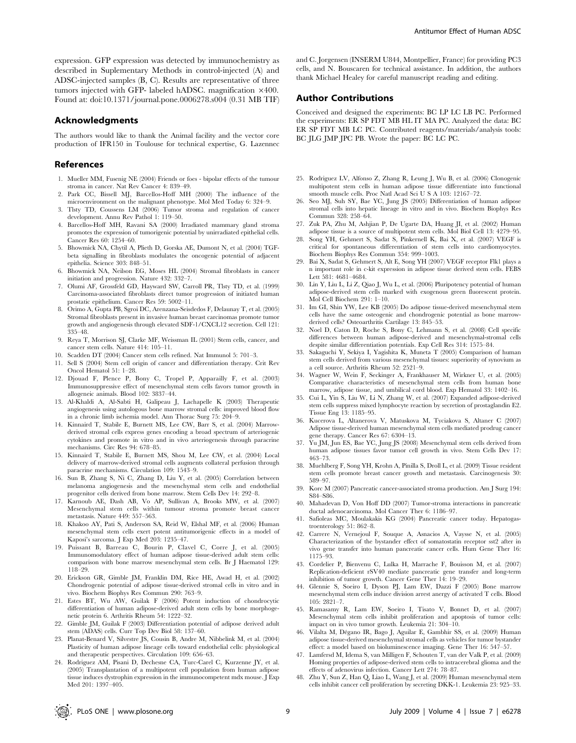expression. GFP expression was detected by immunochemistry as described in Suplementary Methods in control-injected (A) and ADSC-injected samples (B, C). Results are representative of three tumors injected with GFP- labeled hADSC. magnification ×400.
Found at: doi:10.1371/journal.pone.0006278.s004 (0.31 MB TIF)

## Acknowledgments

The authors would like to thank the Animal facility and the vector core production of IFR150 in Toulouse for technical expertise, G. Lazennec and C. Jorgensen (INSERM U844, Montpellier, France) for providing PC3 cells, and N. Bouscaren for technical assistance. In addition, the authors thank Michael Healey for careful manuscript reading and editing.

## Author Contributions

Conceived and designed the experiments: BC LP LC LB PC. Performed the experiments: ER SP FDT MB HL IT MA PC. Analyzed the data: BC ER SP FDT MB LC PC. Contributed reagents/materials/analysis tools: BC JLG JMP JPC PB. Wrote the paper: BC LC PC.

## References

1. Mueller MM, Fusenig NE (2004) Friends or foes - bipolar effects of the tumour stroma in cancer. Nat Rev Cancer 4: 839–49.
2. Park CC, Bissell MJ, Barcellos-Hoff MH (2000) The influence of the microenvironment on the malignant phenotype. Mol Med Today 6: 324–9.
3. Tlsty TD, Coussens LM (2006) Tumor stroma and regulation of cancer development. Annu Rev Pathol 1: 119–50.
4. Barcellos-Hoff MH, Ravani SA (2000) Irradiated mammary gland stroma promotes the expression of tumorigenic potential by unirradiated epithelial cells. Cancer Res 60: 1254–60.
5. Bhowmick NA, Chytil A, Plieth D, Gorska AE, Dumont N, et al. (2004) TGF-beta signalling in fibroblasts modulates the oncogenic potential of adjacent epithelia. Science 303: 848–51.
6. Bhowmick NA, Neilson EG, Moses HL (2004) Stromal fibroblasts in cancer initiation and progression. Nature 432: 332–7.
7. Olumi AF, Grossfeld GD, Hayward SW, Carroll PR, Tlsty TD, et al. (1999) Carcinoma-associated fibroblasts direct tumor progression of initiated human prostatic epithelium. Cancer Res 59: 5002–11.
8. Orimo A, Gupta PB, Sgroi DC, Arenzana-Seisdedos F, Delaunay T, et al. (2005) Stromal fibroblasts present in invasive human breast carcinomas promote tumor growth and angiogenesis through elevated SDF-1/CXCL12 secretion. Cell 121: 335–48.
9. Reya T, Morrison SJ, Clarke MF, Weissman IL (2001) Stem cells, cancer, and cancer stem cells. Nature 414: 105–11.
10. Scadden DT (2004) Cancer stem cells refined. Nat Immunol 5: 701–3.
11. Sell S (2004) Stem cell origin of cancer and differentiation therapy. Crit Rev Oncol Hematol 51: 1–28.
12. Djouad F, Plence P, Bony C, Tropel P, Apparailly F, et al. (2003) Immunosuppressive effect of mesenchymal stem cells favors tumor growth in allogeneic animals. Blood 102: 3837–44.
13. Al-Khaldi A, Al-Sabti H, Galipeau J, Lachapelle K (2003) Therapeutic angiogenesis using autologous bone marrow stromal cells: improved blood flow in a chronic limb ischemia model. Ann Thorac Surg 75: 204–9.
14. Kinnaird T, Stabile E, Burnett MS, Lee CW, Barr S, et al. (2004) Marrow-derived stromal cells express genes encoding a broad spectrum of arteriogenic cytokines and promote in vitro and in vivo arteriogenesis through paracrine mechanisms. Circ Res 94: 678–85.
15. Kinnaird T, Stabile E, Burnett MS, Shou M, Lee CW, et al. (2004) Local delivery of marrow-derived stromal cells augments collateral perfusion through paracrine mechanisms. Circulation 109: 1543–9.
16. Sun B, Zhang S, Ni C, Zhang D, Liu Y, et al. (2005) Correlation between melanoma angiogenesis and the mesenchymal stem cells and endothelial progenitor cells derived from bone marrow. Stem Cells Dev 14: 292–8.
17. Karnoub AE, Dash AB, Vo AP, Sullivan A, Brooks MW, et al. (2007) Mesenchymal stem cells within tumour stroma promote breast cancer metastasis. Nature 449: 557–563.
18. Khakoo AY, Pati S, Anderson SA, Reid W, Elshal MF, et al. (2006) Human mesenchymal stem cells exert potent antitumorigenic effects in a model of Kaposi's sarcoma. J Exp Med 203: 1235–47.
19. Puissant B, Barreau C, Bourin P, Clavel C, Corre J, et al. (2005) Immunomodulatory effect of human adipose tissue-derived adult stem cells: comparison with bone marrow mesenchymal stem cells. Br J Haematol 129: 118–29.
20. Erickson GR, Gimble JM, Franklin DM, Rice HE, Awad H, et al. (2002) Chondrogenic potential of adipose tissue-derived stromal cells in vitro and in vivo. Biochem Biophys Res Commun 290: 763–9.
21. Estes BT, Wu AW, Guilak F (2006) Potent induction of chondrocytic differentiation of human adipose-derived adult stem cells by bone morphogenetic protein 6. Arthritis Rheum 54: 1222–32.
22. Gimble JM, Guilak F (2003) Differentiation potential of adipose derived adult stem (ADAS) cells. Curr Top Dev Biol 58: 137–60.
23. Planat-Benard V, Silvestre JS, Cousin B, Andre M, Nibbelink M, et al. (2004) Plasticity of human adipose lineage cells toward endothelial cells: physiological and therapeutic perspectives. Circulation 109: 656–63.
24. Rodriguez AM, Pisani D, Dechesne CA, Turc-Carel C, Kurzenne JY, et al. (2005) Transplantation of a multipotent cell population from human adipose tissue induces dystrophin expression in the immunocompetent mdx mouse. J Exp Med 201: 1397–405.
25. Rodriguez LV, Alfonso Z, Zhang R, Leung J, Wu B, et al. (2006) Clonogenic multipotent stem cells in human adipose tissue differentiate into functional smooth muscle cells. Proc Natl Acad Sci U S A 103: 12167–72.
26. Seo MJ, Suh SY, Bae YC, Jung JS (2005) Differentiation of human adipose stromal cells into hepatic lineage in vitro and in vivo. Biochem Biophys Res Commun 328: 258–64.
27. Zuk PA, Zhu M, Ashjian P, De Ugarte DA, Huang JI, et al. (2002) Human adipose tissue is a source of multipotent stem cells. Mol Biol Cell 13: 4279–95.
28. Song YH, Gehmert S, Sadat S, Pinkernell K, Bai X, et al. (2007) VEGF is critical for spontaneous differentiation of stem cells into cardiomyocytes. Biochem Biophys Res Commun 354: 999–1003.
29. Bai X, Sadat S, Gehmert S, Alt E, Song YH (2007) VEGF receptor Flk1 plays a n important role in c-kit expression in adipose tissue derived stem cells. FEBS Lett 581: 4681–4684.
30. Lin Y, Liu L, Li Z, Qiao J, Wu L, et al. (2006) Pluripotency potential of human adipose-derived stem cells marked with exogenous green fluorescent protein. Mol Cell Biochem 291: 1–10.
31. Im GI, Shin YW, Lee KB (2005) Do adipose tissue-derived mesenchymal stem cells have the same osteogenic and chondrogenic potential as bone marrow-derived cells? Osteoarthritis Cartilage 13: 845–53.
32. Noel D, Caton D, Roche S, Bony C, Lehmann S, et al. (2008) Cell specific differences between human adipose-derived and mesenchymal-stromal cells despite similar differentiation potentials. Exp Cell Res 314: 1575–84.
33. Sakaguchi Y, Sekiya I, Yagishita K, Muneta T (2005) Comparison of human stem cells derived from various mesenchymal tissues: superiority of synovium as a cell source. Arthritis Rheum 52: 2521–9.
34. Wagner W, Wein F, Seckinger A, Frankhauser M, Wirkner U, et al. (2005) Comparative characteristics of mesenchymal stem cells from human bone marrow, adipose tissue, and umbilical cord blood. Exp Hematol 33: 1402–16.
35. Cui L, Yin S, Liu W, Li N, Zhang W, et al. (2007) Expanded adipose-derived stem cells suppress mixed lymphocyte reaction by secretion of prostaglandin E2. Tissue Eng 13: 1185–95.
36. Kucerova L, Altanerova V, Matuskova M, Tyciakova S, Altaner C (2007) Adipose tissue-derived human mesenchymal stem cells mediated prodrug cancer gene therapy. Cancer Res 67: 6304–13.
37. Yu JM, Jun ES, Bae YC, Jung JS (2008) Mesenchymal stem cells derived from human adipose tissues favor tumor cell growth in vivo. Stem Cells Dev 17: 463–73.
38. Muehlberg F, Song YH, Krohn A, Pinilla S, Droll L, et al. (2009) Tissue resident stem cells promote breast cancer growth and metastasis. Carcinogenesis 30: 589–97.
39. Korc M (2007) Pancreatic cancer-associated stroma production. Am J Surg 194: S84–S86.
40. Mahadevan D, Von Hoff DD (2007) Tumor-stroma interactions in pancreatic ductal adenocarcinoma. Mol Cancer Ther 6: 1186–97.
41. Safioleas MC, Moulakakis KG (2004) Pancreatic cancer today. Hepatogastroenterology 51: 862–8.
42. Carrere N, Vernejoul F, Souque A, Asnacios A, Vaysse N, et al. (2005) Characterization of the bystander effect of somatostatin receptor sst2 after in vivo gene transfer into human pancreatic cancer cells. Hum Gene Ther 16: 1175–93.
43. Cordelier P, Bienvenu C, Lulka H, Marrache F, Bouisson M, et al. (2007) Replication-deficient rSV40 mediate pancreatic gene transfer and long-term inhibition of tumor growth. Cancer Gene Ther 14: 19–29.
44. Glennie S, Soeiro I, Dyson PJ, Lam EW, Dazzi F (2005) Bone marrow mesenchymal stem cells induce division arrest anergy of activated T cells. Blood 105: 2821–7.
45. Ramasamy R, Lam EW, Soeiro I, Tisato V, Bonnet D, et al. (2007) Mesenchymal stem cells inhibit proliferation and apoptosis of tumor cells: impact on in vivo tumor growth. Leukemia 21: 304–10.
46. Vilalta M, Dégano IR, Bago J, Aguilar E, Gambhir SS, et al. (2009) Human adipose tissue-derived mesenchymal stromal cells as vehicles for tumor bystander effect: a model based on bioluminescence imaging. Gene Ther 16: 547–57.
47. Lamfersd M, Idema S, van Milligen F, Schouten T, van der Valk P, et al. (2009) Homing properties of adipose-derived stem cells to intracerebral glioma and the effects of adenovirus infection. Cancer Lett 274: 78–87.
48. Zhu Y, Sun Z, Han Q, Liao L, Wang J, et al. (2009) Human mesenchymal stem cells inhibit cancer cell proliferation by secreting DKK-1. Leukemia 23: 925–33.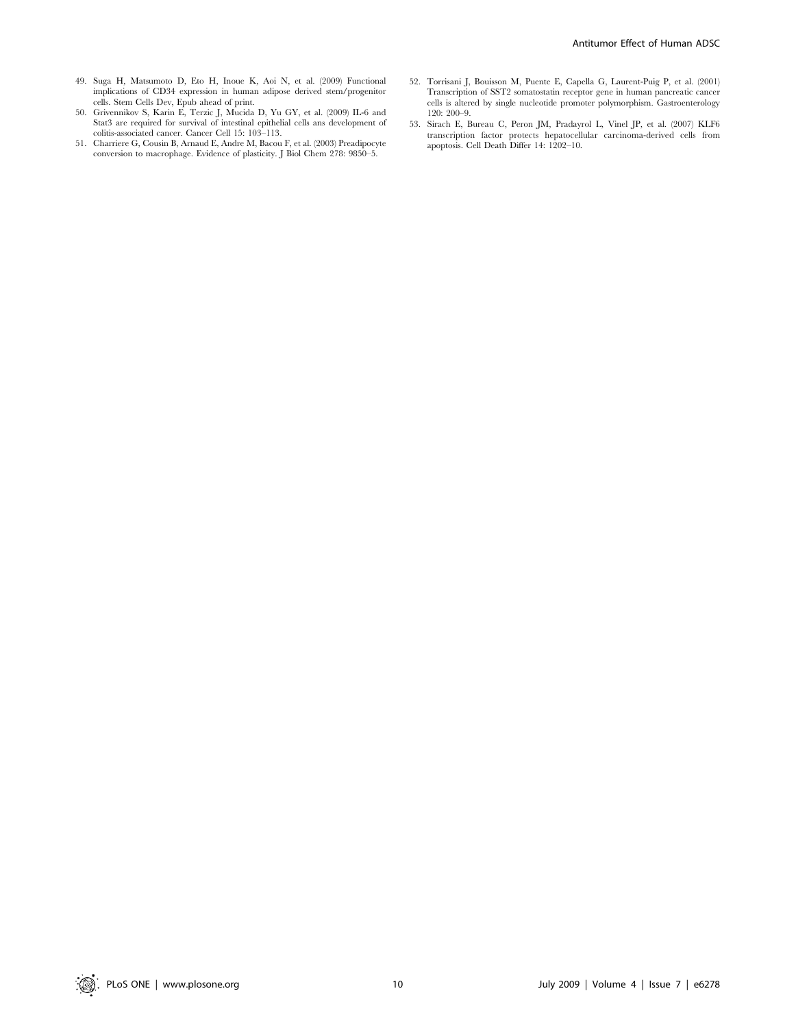49. Suga H, Matsumoto D, Eto H, Inoue K, Aoi N, et al. (2009) Functional implications of CD34 expression in human adipose derived stem/progenitor cells. Stem Cells Dev, Epub ahead of print.
50. Grivennikov S, Karin E, Terzic J, Mucida D, Yu GY, et al. (2009) IL-6 and Stat3 are required for survival of intestinal epithelial cells ans development of colitis-associated cancer. Cancer Cell 15: 103–113.
51. Charriere G, Cousin B, Arnaud E, Andre M, Bacou F, et al. (2003) Preadipocyte conversion to macrophage. Evidence of plasticity. J Biol Chem 278: 9850–5.
52. Torrisani J, Bouisson M, Puente E, Capella G, Laurent-Puig P, et al. (2001) Transcription of SST2 somatostatin receptor gene in human pancreatic cancer cells is altered by single nucleotide promoter polymorphism. Gastroenterology 120: 200–9.
53. Sirach E, Bureau C, Peron JM, Pradayrol L, Vinel JP, et al. (2007) KLF6 transcription factor protects hepatocellular carcinoma-derived cells from apoptosis. Cell Death Differ 14: 1202–10.